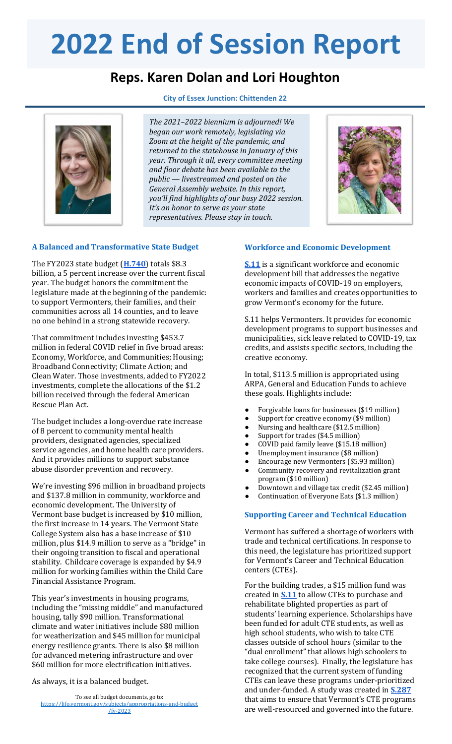# 2022 End of Session Report

## Reps. Karen Dolan and Lori Houghton

**City of Essex Junction: Chittenden 22**

*The 2021–2022 biennium is adjourned! We began our work remotely, legislating via Zoom at the height of the pandemic, and returned to the statehouse in January of this year. Through it all, every committee meeting and floor debate has been available to the public — livestreamed and posted on the General Assembly website. In this report, you'll find highlights of our busy 2022 session. It's an honor to serve as your state representatives. Please stay in touch.*

### A Balanced and Transformative State Budget

The FY2023 state budget (**H.740**) totals $8.3 billion, a 5 percent increase over the current fiscal year. The budget honors the commitment the legislature made at the beginning of the pandemic: to support Vermonters, their families, and their communities across all 14 counties, and to leave no one behind in a strong statewide recovery.

That commitment includes investing $453.7 million in federal COVID relief in five broad areas: Economy, Workforce, and Communities; Housing; Broadband Connectivity; Climate Action; and Clean Water. Those investments, added to FY2022 investments, complete the allocations of the $1.2 billion received through the federal American Rescue Plan Act.

The budget includes a long-overdue rate increase of 8 percent to community mental health providers, designated agencies, specialized service agencies, and home health care providers. And it provides millions to support substance abuse disorder prevention and recovery.

We're investing $96 million in broadband projects and $137.8 million in community, workforce and economic development. The University of Vermont base budget is increased by $10 million, the first increase in 14 years. The Vermont State College System also has a base increase of $10 million, plus $14.9 million to serve as a "bridge" in their ongoing transition to fiscal and operational stability. Childcare coverage is expanded by $4.9 million for working families within the Child Care Financial Assistance Program.

This year's investments in housing programs, including the "missing middle" and manufactured housing, tally $90 million. Transformational climate and water initiatives include $80 million for weatherization and $45 million for municipal energy resilience grants. There is also $8 million for advanced metering infrastructure and over $60 million for more electrification initiatives.

As always, it is a balanced budget.

To see all budget documents, go to: https://ljfo.vermont.gov/subjects/appropriations-and-budget/fy-2023

### Workforce and Economic Development

**S.11** is a significant workforce and economic development bill that addresses the negative economic impacts of COVID-19 on employers, workers and families and creates opportunities to grow Vermont's economy for the future.

S.11 helps Vermonters. It provides for economic development programs to support businesses and municipalities, sick leave related to COVID-19, tax credits, and assists specific sectors, including the creative economy.

In total, $113.5 million is appropriated using ARPA, General and Education Funds to achieve these goals. Highlights include:

- Forgivable loans for businesses ($19 million)
- Support for creative economy ($9 million)
- Nursing and healthcare ($12.5 million)
- Support for trades ($4.5 million)
- COVID paid family leave ($15.18 million)
- Unemployment insurance ($8 million)
- Encourage new Vermonters ($5.93 million)
- Community recovery and revitalization grant program ($10 million)
- Downtown and village tax credit ($2.45 million)
- Continuation of Everyone Eats ($1.3 million)

### Supporting Career and Technical Education

Vermont has suffered a shortage of workers with trade and technical certifications. In response to this need, the legislature has prioritized support for Vermont's Career and Technical Education centers (CTEs).

For the building trades, a $15 million fund was created in **S.11** to allow CTEs to purchase and rehabilitate blighted properties as part of students' learning experience. Scholarships have been funded for adult CTE students, as well as high school students, who wish to take CTE classes outside of school hours (similar to the "dual enrollment" that allows high schoolers to take college courses). Finally, the legislature has recognized that the current system of funding CTEs can leave these programs under-prioritized and under-funded. A study was created in **S.287** that aims to ensure that Vermont's CTE programs are well-resourced and governed into the future.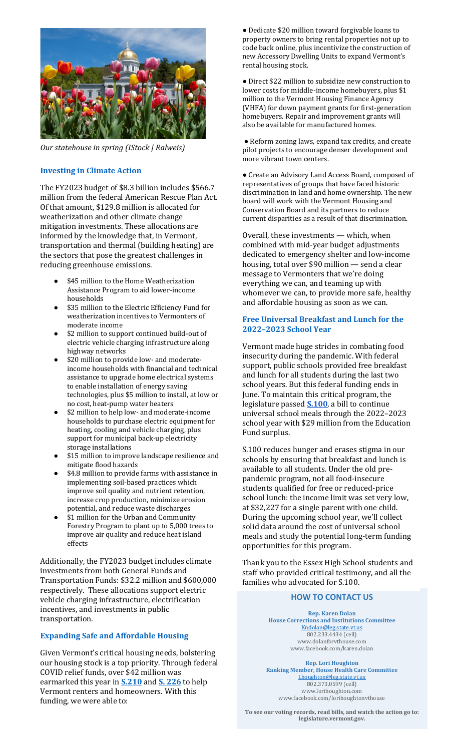*Our statehouse in spring (IStock | Ralweis)*

## Investing in Climate Action

The FY2023 budget of $8.3 billion includes $566.7 million from the federal American Rescue Plan Act. Of that amount, $129.8 million is allocated for weatherization and other climate change mitigation investments. These allocations are informed by the knowledge that, in Vermont, transportation and thermal (building heating) are the sectors that pose the greatest challenges in reducing greenhouse emissions.

- $45 million to the Home Weatherization Assistance Program to aid lower-income households
- $35 million to the Electric Efficiency Fund for weatherization incentives to Vermonters of moderate income
- $2 million to support continued build-out of electric vehicle charging infrastructure along highway networks
- $20 million to provide low- and moderate-income households with financial and technical assistance to upgrade home electrical systems to enable installation of energy saving technologies, plus $5 million to install, at low or no cost, heat-pump water heaters
- $2 million to help low- and moderate-income households to purchase electric equipment for heating, cooling and vehicle charging, plus support for municipal back-up electricity storage installations
- $15 million to improve landscape resilience and mitigate flood hazards
- $4.8 million to provide farms with assistance in implementing soil-based practices which improve soil quality and nutrient retention, increase crop production, minimize erosion potential, and reduce waste discharges
- $1 million for the Urban and Community Forestry Program to plant up to 5,000 trees to improve air quality and reduce heat island effects

Additionally, the FY2023 budget includes climate investments from both General Funds and Transportation Funds: $32.2 million and $600,000 respectively. These allocations support electric vehicle charging infrastructure, electrification incentives, and investments in public transportation.

## Expanding Safe and Affordable Housing

Given Vermont's critical housing needs, bolstering our housing stock is a top priority. Through federal COVID relief funds, over $42 million was earmarked this year in **S.210** and **S. 226** to help Vermont renters and homeowners. With this funding, we were able to:

- Dedicate $20 million toward forgivable loans to property owners to bring rental properties not up to code back online, plus incentivize the construction of new Accessory Dwelling Units to expand Vermont's rental housing stock.
- Direct $22 million to subsidize new construction to lower costs for middle-income homebuyers, plus $1 million to the Vermont Housing Finance Agency (VHFA) for down payment grants for first-generation homebuyers. Repair and improvement grants will also be available for manufactured homes.
- Reform zoning laws, expand tax credits, and create pilot projects to encourage denser development and more vibrant town centers.
- Create an Advisory Land Access Board, composed of representatives of groups that have faced historic discrimination in land and home ownership. The new board will work with the Vermont Housing and Conservation Board and its partners to reduce current disparities as a result of that discrimination.

Overall, these investments — which, when combined with mid-year budget adjustments dedicated to emergency shelter and low-income housing, total over $90 million — send a clear message to Vermonters that we're doing everything we can, and teaming up with whomever we can, to provide more safe, healthy and affordable housing as soon as we can.

## Free Universal Breakfast and Lunch for the 2022–2023 School Year

Vermont made huge strides in combating food insecurity during the pandemic. With federal support, public schools provided free breakfast and lunch for all students during the last two school years. But this federal funding ends in June. To maintain this critical program, the legislature passed **S.100**, a bill to continue universal school meals through the 2022–2023 school year with $29 million from the Education Fund surplus.

S.100 reduces hunger and erases stigma in our schools by ensuring that breakfast and lunch is available to all students. Under the old pre-pandemic program, not all food-insecure students qualified for free or reduced-price school lunch: the income limit was set very low, at $32,227 for a single parent with one child. During the upcoming school year, we'll collect solid data around the cost of universal school meals and study the potential long-term funding opportunities for this program.

Thank you to the Essex High School students and staff who provided critical testimony, and all the families who advocated for S.100.

## HOW TO CONTACT US

**Rep. Karen Dolan**
**House Corrections and Institutions Committee**
Kndolan@leg.state.vt.us
802.233.4434 (cell)
www.dolanforvthouse.com
www.facebook.com/karen.dolan

**Rep. Lori Houghton**
**Ranking Member, House Health Care Committee**
Lhoughton@leg.state.vt.us
802.373.0599 (cell)
www.lorihoughton.com
www.facebook.com/lorihoughtonvthouse

**To see our voting records, read bills, and watch the action go to: legislature.vermont.gov.**